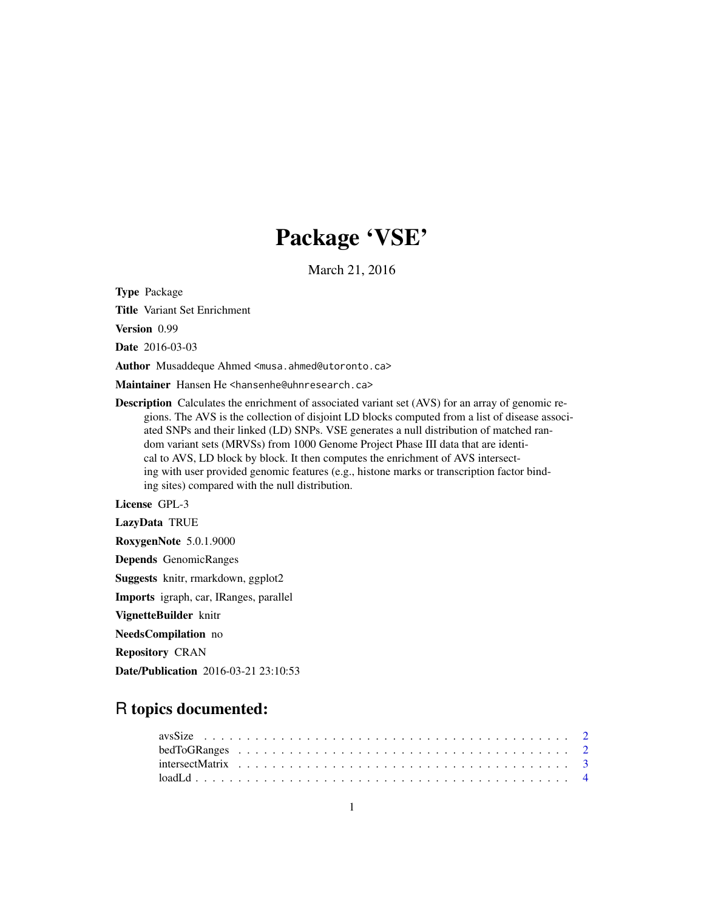# Package 'VSE'

March 21, 2016

**Type** Package

**Title** Variant Set Enrichment

**Version** 0.99

**Date** 2016-03-03

**Author** Musaddeque Ahmed <musa.ahmed@utoronto.ca>

**Maintainer** Hansen He <hansenhe@uhnresearch.ca>

**Description** Calculates the enrichment of associated variant set (AVS) for an array of genomic regions. The AVS is the collection of disjoint LD blocks computed from a list of disease associated SNPs and their linked (LD) SNPs. VSE generates a null distribution of matched random variant sets (MRVSs) from 1000 Genome Project Phase III data that are identical to AVS, LD block by block. It then computes the enrichment of AVS intersecting with user provided genomic features (e.g., histone marks or transcription factor binding sites) compared with the null distribution.

**License** GPL-3

**LazyData** TRUE

**RoxygenNote** 5.0.1.9000

**Depends** GenomicRanges

**Suggests** knitr, rmarkdown, ggplot2

**Imports** igraph, car, IRanges, parallel

**VignetteBuilder** knitr

**NeedsCompilation** no

**Repository** CRAN

**Date/Publication** 2016-03-21 23:10:53

## R topics documented:

| | |
|---|---|
| avsSize | 2 |
| bedToGRanges | 2 |
| intersectMatrix | 3 |
| loadLd | 4 |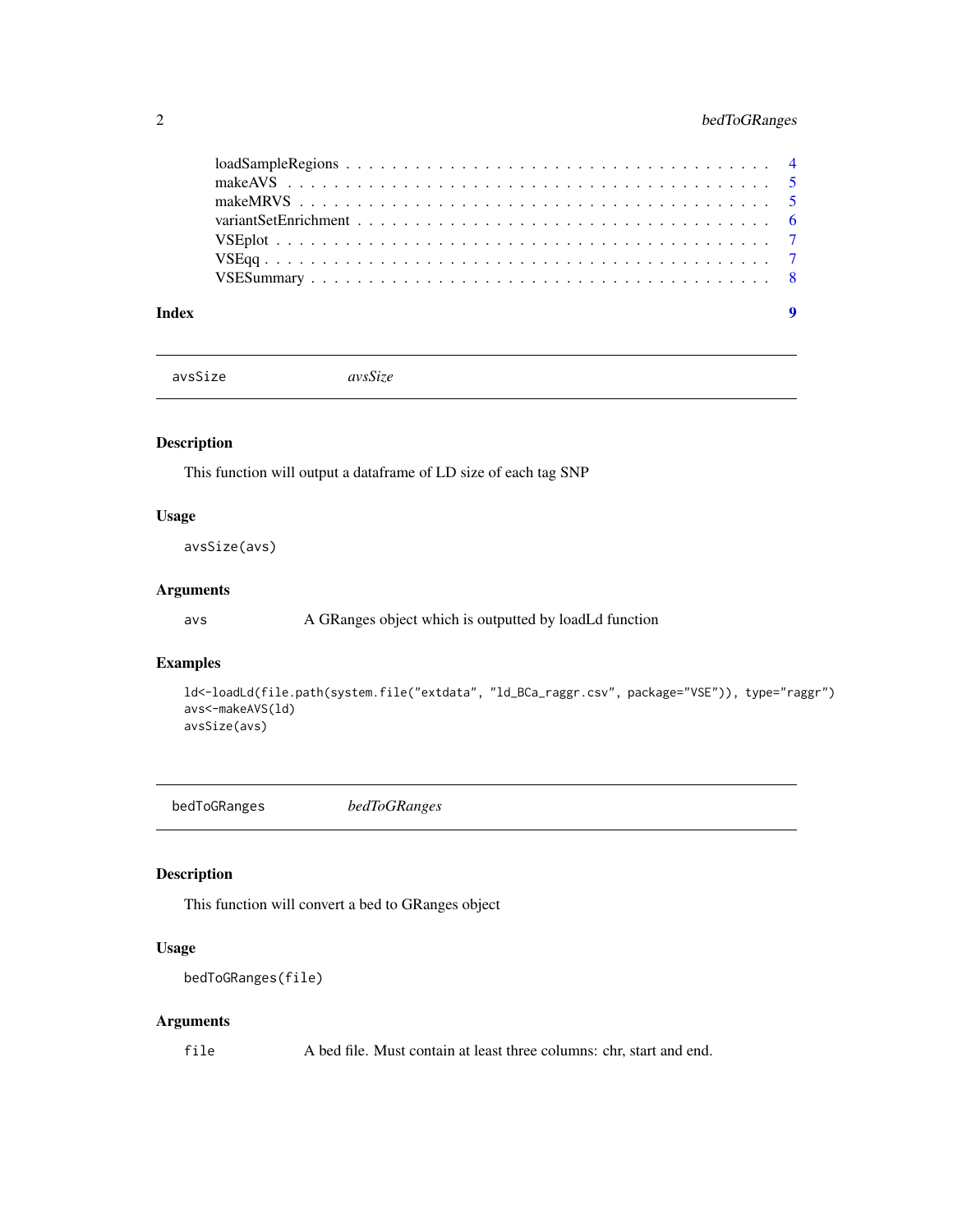loadSampleRegions . . . . . . . . . . . . . . . . . . . . . . . . . . . . . . . . . . . 4
makeAVS . . . . . . . . . . . . . . . . . . . . . . . . . . . . . . . . . . . . . . . . . 5
makeMRVS . . . . . . . . . . . . . . . . . . . . . . . . . . . . . . . . . . . . . . . . 5
variantSetEnrichment . . . . . . . . . . . . . . . . . . . . . . . . . . . . . . . . . . 6
VSEplot . . . . . . . . . . . . . . . . . . . . . . . . . . . . . . . . . . . . . . . . . 7
VSEqq . . . . . . . . . . . . . . . . . . . . . . . . . . . . . . . . . . . . . . . . . . 7
VSESummary . . . . . . . . . . . . . . . . . . . . . . . . . . . . . . . . . . . . . . . 8

**Index** **9**

---

## avsSize — *avsSize*

### Description

This function will output a dataframe of LD size of each tag SNP

### Usage

```
avsSize(avs)
```

### Arguments

| | |
|---|---|
| avs | A GRanges object which is outputted by loadLd function |

### Examples

```
ld<-loadLd(file.path(system.file("extdata", "ld_BCa_raggr.csv", package="VSE")), type="raggr")
avs<-makeAVS(ld)
avsSize(avs)
```

---

## bedToGRanges — *bedToGRanges*

### Description

This function will convert a bed to GRanges object

### Usage

```
bedToGRanges(file)
```

### Arguments

| | |
|---|---|
| file | A bed file. Must contain at least three columns: chr, start and end. |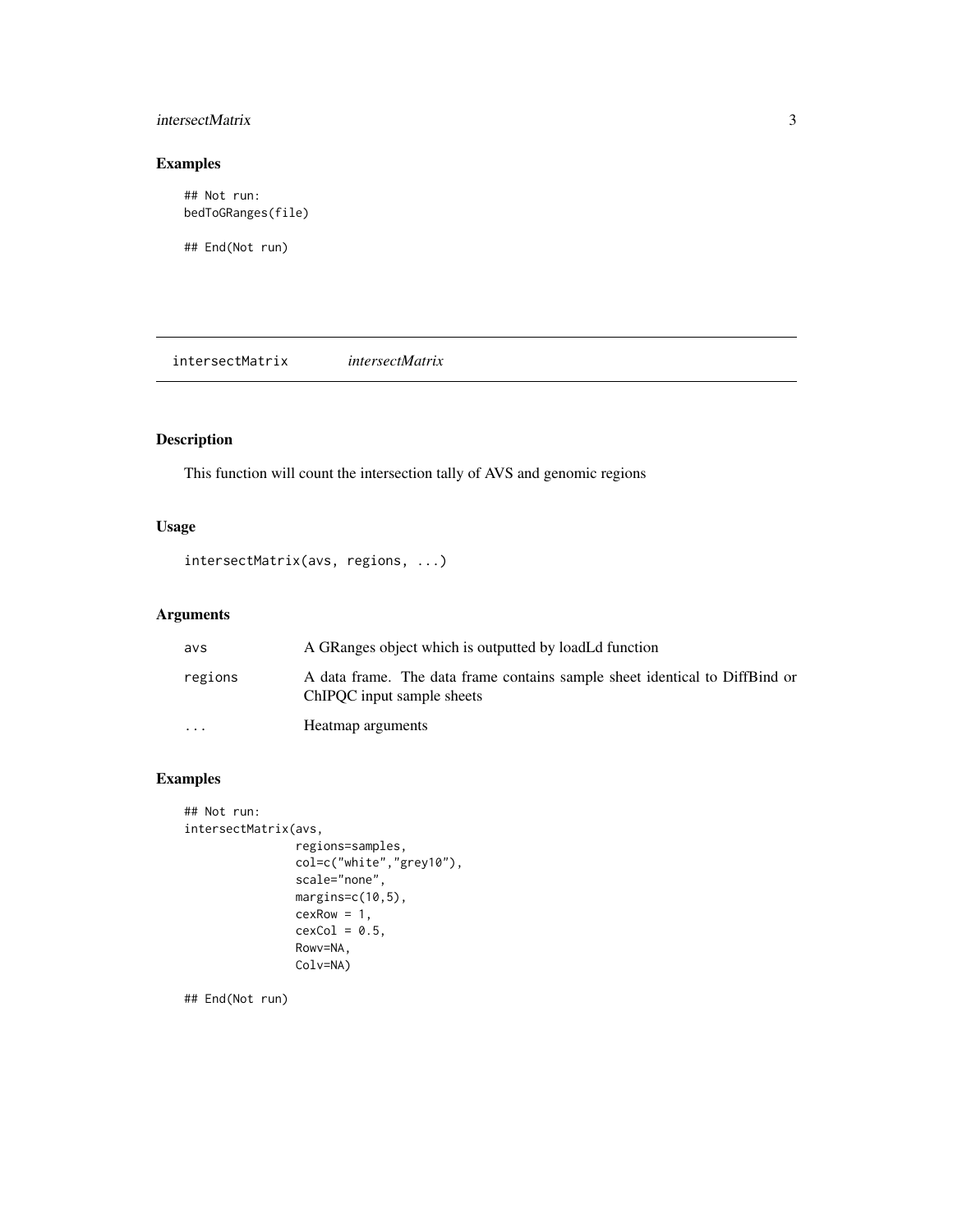## Examples

```
## Not run:
bedToGRanges(file)

## End(Not run)
```

---

# intersectMatrix *intersectMatrix*

---

## Description

This function will count the intersection tally of AVS and genomic regions

## Usage

```
intersectMatrix(avs, regions, ...)
```

## Arguments

| | |
|---|---|
| avs | A GRanges object which is outputted by loadLd function |
| regions | A data frame. The data frame contains sample sheet identical to DiffBind or ChIPQC input sample sheets |
| ... | Heatmap arguments |

## Examples

```
## Not run:
intersectMatrix(avs,
                regions=samples,
                col=c("white","grey10"),
                scale="none",
                margins=c(10,5),
                cexRow = 1,
                cexCol = 0.5,
                Rowv=NA,
                Colv=NA)

## End(Not run)
```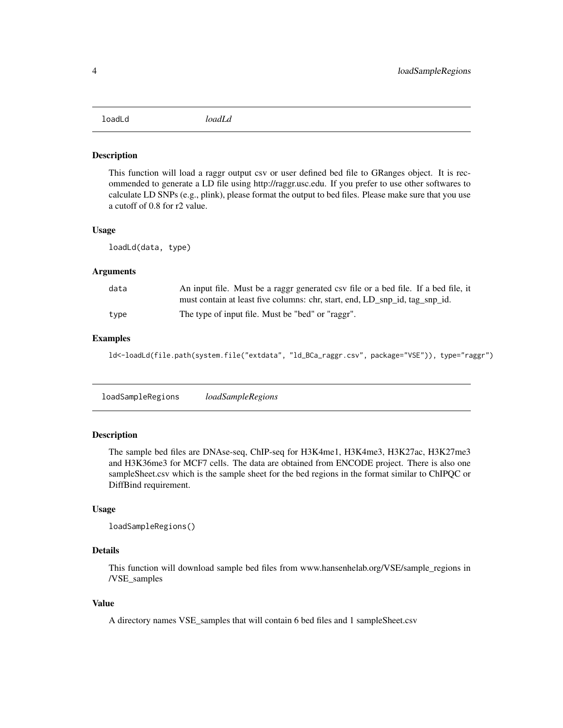## loadLd *loadLd*

### Description

This function will load a raggr output csv or user defined bed file to GRanges object. It is recommended to generate a LD file using http://raggr.usc.edu. If you prefer to use other softwares to calculate LD SNPs (e.g., plink), please format the output to bed files. Please make sure that you use a cutoff of 0.8 for r2 value.

### Usage

```
loadLd(data, type)
```

### Arguments

| | |
|---|---|
| data | An input file. Must be a raggr generated csv file or a bed file. If a bed file, it must contain at least five columns: chr, start, end, LD_snp_id, tag_snp_id. |
| type | The type of input file. Must be "bed" or "raggr". |

### Examples

```
ld<-loadLd(file.path(system.file("extdata", "ld_BCa_raggr.csv", package="VSE")), type="raggr")
```

## loadSampleRegions *loadSampleRegions*

### Description

The sample bed files are DNAse-seq, ChIP-seq for H3K4me1, H3K4me3, H3K27ac, H3K27me3 and H3K36me3 for MCF7 cells. The data are obtained from ENCODE project. There is also one sampleSheet.csv which is the sample sheet for the bed regions in the format similar to ChIPQC or DiffBind requirement.

### Usage

```
loadSampleRegions()
```

### Details

This function will download sample bed files from www.hansenhelab.org/VSE/sample_regions in /VSE_samples

### Value

A directory names VSE_samples that will contain 6 bed files and 1 sampleSheet.csv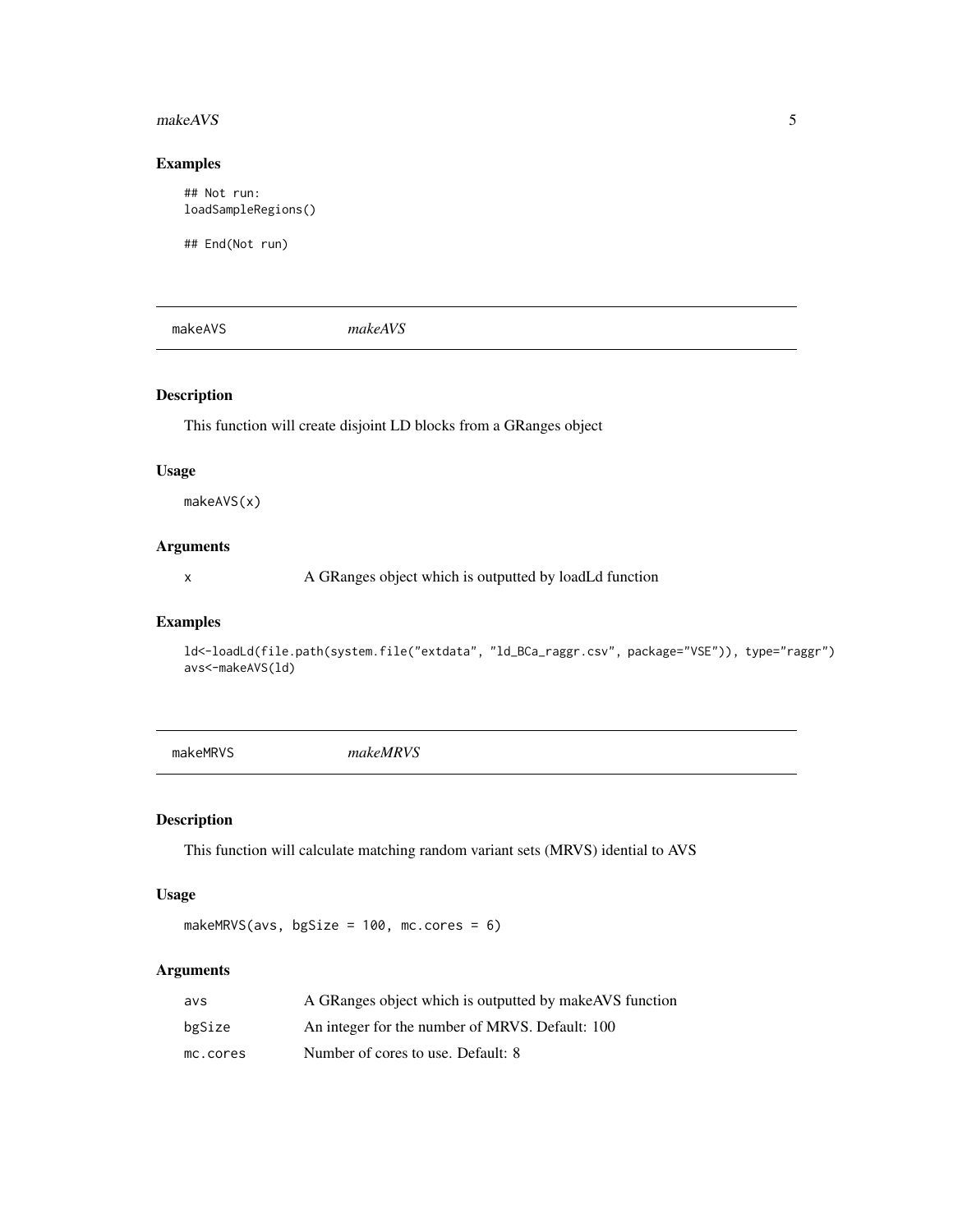## Examples

```
## Not run:
loadSampleRegions()

## End(Not run)
```

---

# makeAVS *makeAVS*

## Description

This function will create disjoint LD blocks from a GRanges object

## Usage

```
makeAVS(x)
```

## Arguments

| | |
|---|---|
| x | A GRanges object which is outputted by loadLd function |

## Examples

```
ld<-loadLd(file.path(system.file("extdata", "ld_BCa_raggr.csv", package="VSE")), type="raggr")
avs<-makeAVS(ld)
```

---

# makeMRVS *makeMRVS*

## Description

This function will calculate matching random variant sets (MRVS) idential to AVS

## Usage

```
makeMRVS(avs, bgSize = 100, mc.cores = 6)
```

## Arguments

| | |
|---|---|
| avs | A GRanges object which is outputted by makeAVS function |
| bgSize | An integer for the number of MRVS. Default: 100 |
| mc.cores | Number of cores to use. Default: 8 |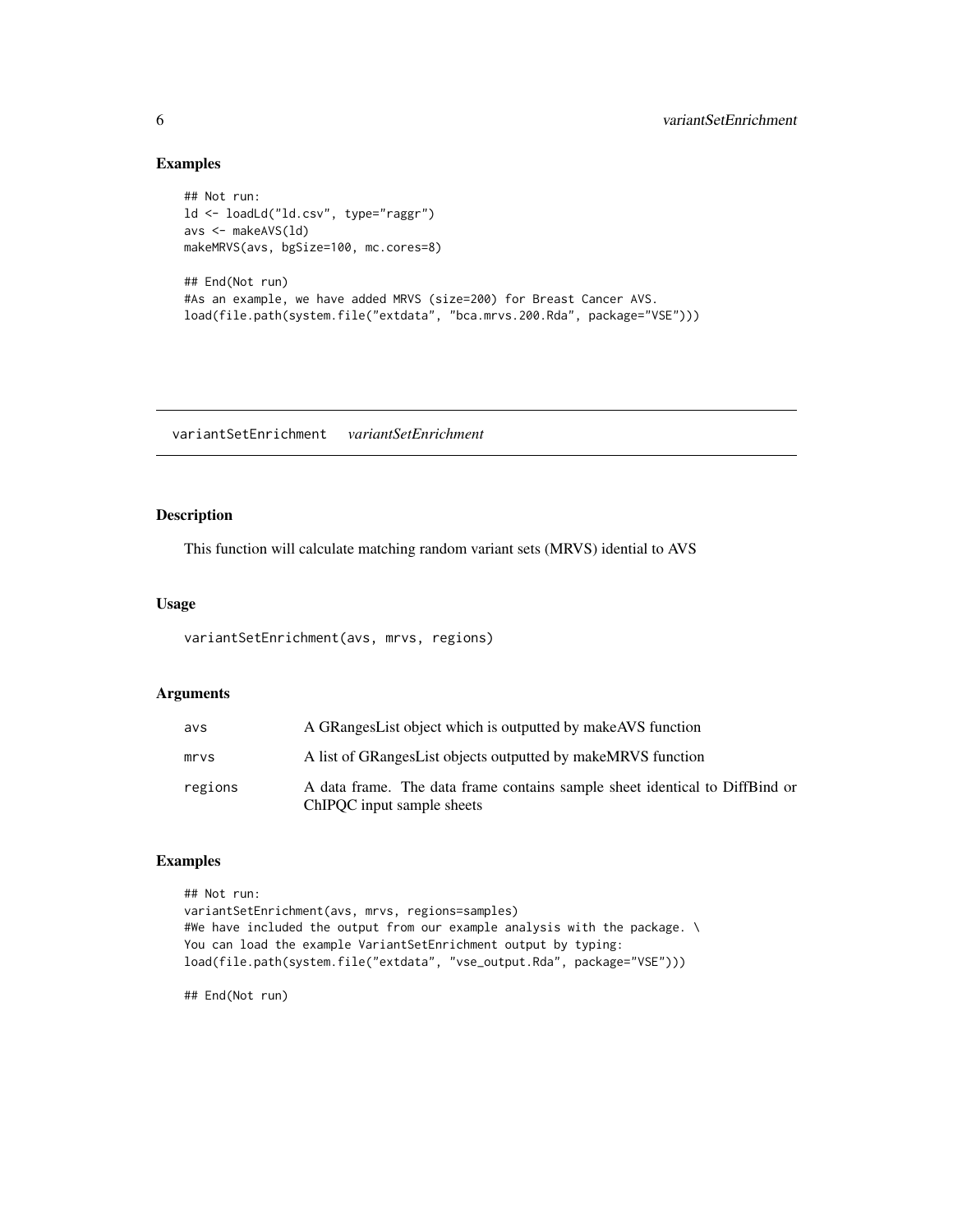## Examples

```
## Not run:
ld <- loadLd("ld.csv", type="raggr")
avs <- makeAVS(ld)
makeMRVS(avs, bgSize=100, mc.cores=8)

## End(Not run)
#As an example, we have added MRVS (size=200) for Breast Cancer AVS.
load(file.path(system.file("extdata", "bca.mrvs.200.Rda", package="VSE")))
```

---

# variantSetEnrichment *variantSetEnrichment*

---

## Description

This function will calculate matching random variant sets (MRVS) idential to AVS

## Usage

```
variantSetEnrichment(avs, mrvs, regions)
```

## Arguments

| | |
|---|---|
| avs | A GRangesList object which is outputted by makeAVS function |
| mrvs | A list of GRangesList objects outputted by makeMRVS function |
| regions | A data frame. The data frame contains sample sheet identical to DiffBind or ChIPQC input sample sheets |

## Examples

```
## Not run:
variantSetEnrichment(avs, mrvs, regions=samples)
#We have included the output from our example analysis with the package. \
You can load the example VariantSetEnrichment output by typing:
load(file.path(system.file("extdata", "vse_output.Rda", package="VSE")))

## End(Not run)
```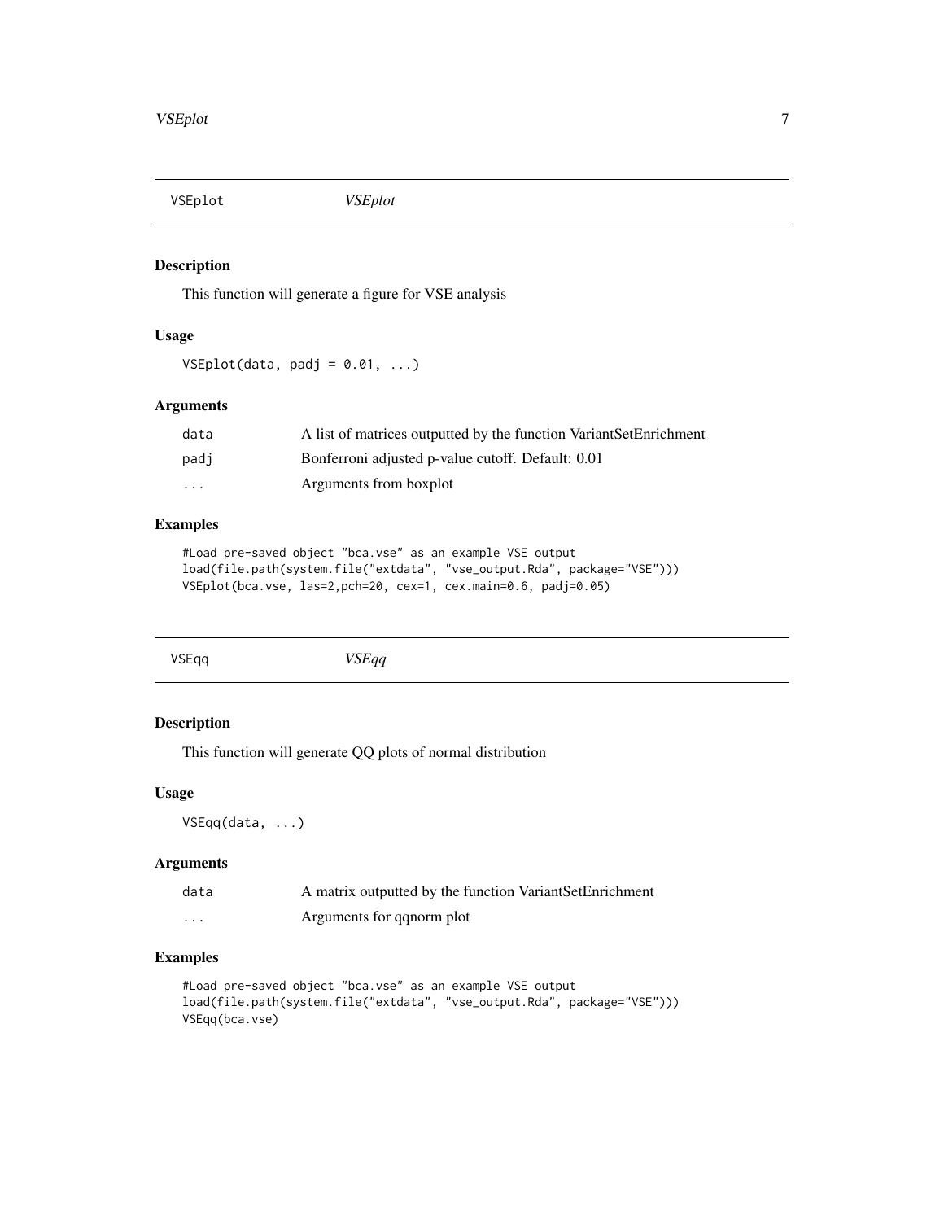## VSEplot *VSEplot*

### Description

This function will generate a figure for VSE analysis

### Usage

```
VSEplot(data, padj = 0.01, ...)
```

### Arguments

| | |
|---|---|
| data | A list of matrices outputted by the function VariantSetEnrichment |
| padj | Bonferroni adjusted p-value cutoff. Default: 0.01 |
| ... | Arguments from boxplot |

### Examples

```
#Load pre-saved object "bca.vse" as an example VSE output
load(file.path(system.file("extdata", "vse_output.Rda", package="VSE")))
VSEplot(bca.vse, las=2,pch=20, cex=1, cex.main=0.6, padj=0.05)
```

## VSEqq *VSEqq*

### Description

This function will generate QQ plots of normal distribution

### Usage

```
VSEqq(data, ...)
```

### Arguments

| | |
|---|---|
| data | A matrix outputted by the function VariantSetEnrichment |
| ... | Arguments for qqnorm plot |

### Examples

```
#Load pre-saved object "bca.vse" as an example VSE output
load(file.path(system.file("extdata", "vse_output.Rda", package="VSE")))
VSEqq(bca.vse)
```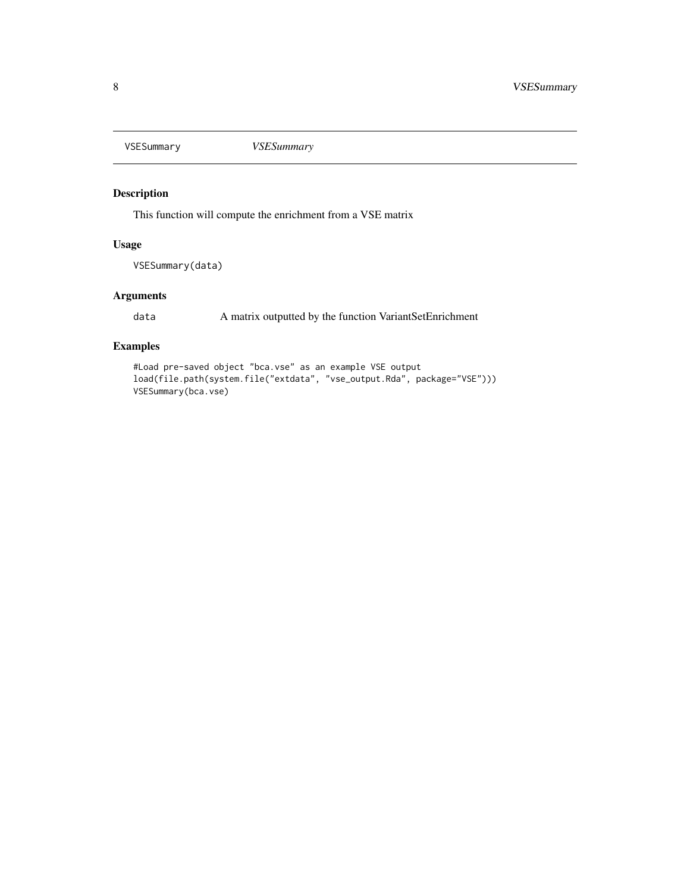## VSESummary *VSESummary*

### Description

This function will compute the enrichment from a VSE matrix

### Usage

```
VSESummary(data)
```

### Arguments

| | |
|---|---|
| data | A matrix outputted by the function VariantSetEnrichment |

### Examples

```
#Load pre-saved object "bca.vse" as an example VSE output
load(file.path(system.file("extdata", "vse_output.Rda", package="VSE")))
VSESummary(bca.vse)
```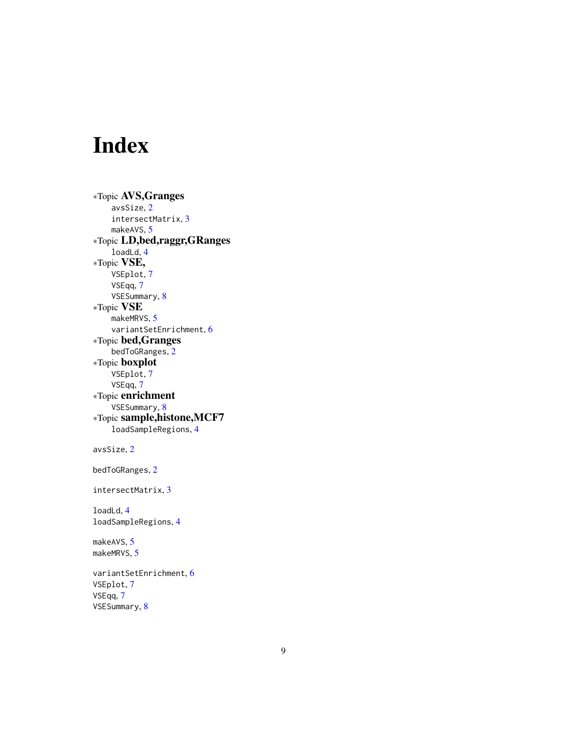# Index

*Topic **AVS,Granges**
- avsSize, 2
- intersectMatrix, 3
- makeAVS, 5

*Topic **LD,bed,raggr,GRanges**
- loadLd, 4

*Topic **VSE,**
- VSEplot, 7
- VSEqq, 7
- VSESummary, 8

*Topic **VSE**
- makeMRVS, 5
- variantSetEnrichment, 6

*Topic **bed,Granges**
- bedToGRanges, 2

*Topic **boxplot**
- VSEplot, 7
- VSEqq, 7

*Topic **enrichment**
- VSESummary, 8

*Topic **sample,histone,MCF7**
- loadSampleRegions, 4

avsSize, 2

bedToGRanges, 2

intersectMatrix, 3

loadLd, 4
loadSampleRegions, 4

makeAVS, 5
makeMRVS, 5

variantSetEnrichment, 6
VSEplot, 7
VSEqq, 7
VSESummary, 8